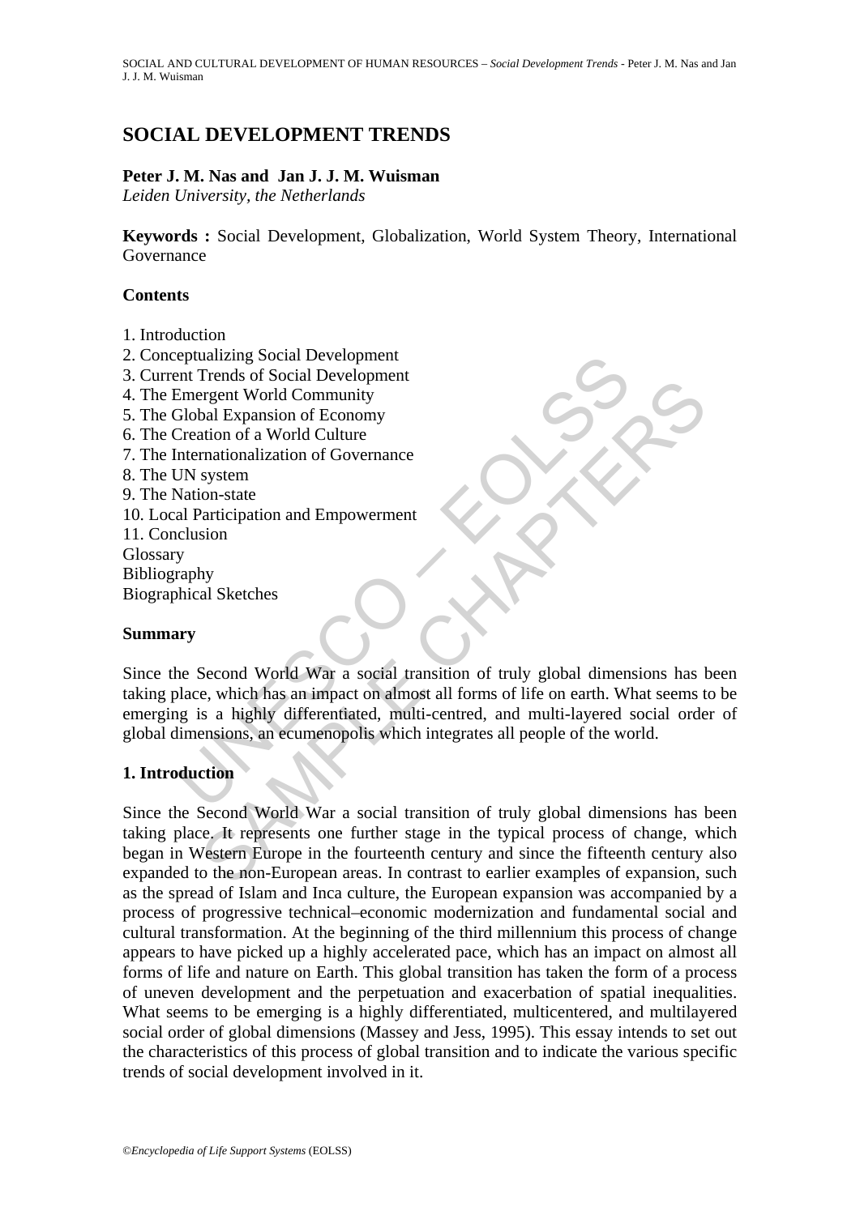# SOCIAL DEVELOPMENT TRENDS

**Peter J. M. Nas and Jan J. J. M. Wuisman**

*Leiden University, the Netherlands*

**Keywords :** Social Development, Globalization, World System Theory, International Governance

## Contents

1. Introduction
2. Conceptualizing Social Development
3. Current Trends of Social Development
4. The Emergent World Community
5. The Global Expansion of Economy
6. The Creation of a World Culture
7. The Internationalization of Governance
8. The UN system
9. The Nation-state
10. Local Participation and Empowerment
11. Conclusion

Glossary
Bibliography
Biographical Sketches

## Summary

Since the Second World War a social transition of truly global dimensions has been taking place, which has an impact on almost all forms of life on earth. What seems to be emerging is a highly differentiated, multi-centred, and multi-layered social order of global dimensions, an ecumenopolis which integrates all people of the world.

## 1. Introduction

Since the Second World War a social transition of truly global dimensions has been taking place. It represents one further stage in the typical process of change, which began in Western Europe in the fourteenth century and since the fifteenth century also expanded to the non-European areas. In contrast to earlier examples of expansion, such as the spread of Islam and Inca culture, the European expansion was accompanied by a process of progressive technical–economic modernization and fundamental social and cultural transformation. At the beginning of the third millennium this process of change appears to have picked up a highly accelerated pace, which has an impact on almost all forms of life and nature on Earth. This global transition has taken the form of a process of uneven development and the perpetuation and exacerbation of spatial inequalities. What seems to be emerging is a highly differentiated, multicentered, and multilayered social order of global dimensions (Massey and Jess, 1995). This essay intends to set out the characteristics of this process of global transition and to indicate the various specific trends of social development involved in it.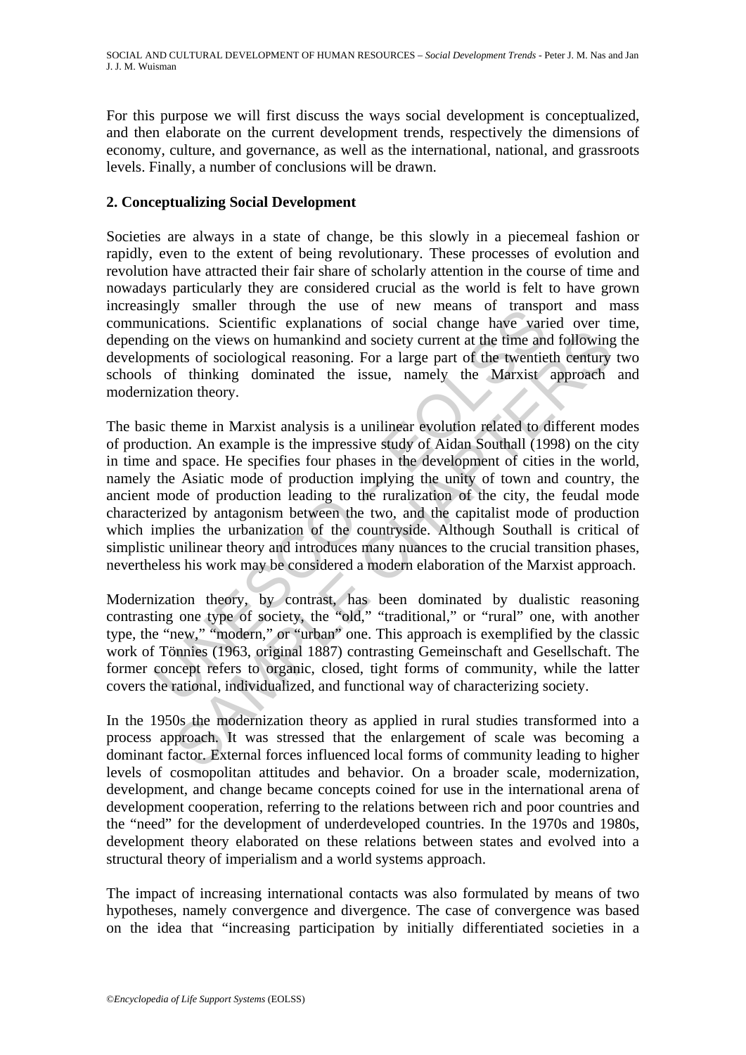For this purpose we will first discuss the ways social development is conceptualized, and then elaborate on the current development trends, respectively the dimensions of economy, culture, and governance, as well as the international, national, and grassroots levels. Finally, a number of conclusions will be drawn.

## 2. Conceptualizing Social Development

Societies are always in a state of change, be this slowly in a piecemeal fashion or rapidly, even to the extent of being revolutionary. These processes of evolution and revolution have attracted their fair share of scholarly attention in the course of time and nowadays particularly they are considered crucial as the world is felt to have grown increasingly smaller through the use of new means of transport and mass communications. Scientific explanations of social change have varied over time, depending on the views on humankind and society current at the time and following the developments of sociological reasoning. For a large part of the twentieth century two schools of thinking dominated the issue, namely the Marxist approach and modernization theory.

The basic theme in Marxist analysis is a unilinear evolution related to different modes of production. An example is the impressive study of Aidan Southall (1998) on the city in time and space. He specifies four phases in the development of cities in the world, namely the Asiatic mode of production implying the unity of town and country, the ancient mode of production leading to the ruralization of the city, the feudal mode characterized by antagonism between the two, and the capitalist mode of production which implies the urbanization of the countryside. Although Southall is critical of simplistic unilinear theory and introduces many nuances to the crucial transition phases, nevertheless his work may be considered a modern elaboration of the Marxist approach.

Modernization theory, by contrast, has been dominated by dualistic reasoning contrasting one type of society, the "old," "traditional," or "rural" one, with another type, the "new," "modern," or "urban" one. This approach is exemplified by the classic work of Tönnies (1963, original 1887) contrasting Gemeinschaft and Gesellschaft. The former concept refers to organic, closed, tight forms of community, while the latter covers the rational, individualized, and functional way of characterizing society.

In the 1950s the modernization theory as applied in rural studies transformed into a process approach. It was stressed that the enlargement of scale was becoming a dominant factor. External forces influenced local forms of community leading to higher levels of cosmopolitan attitudes and behavior. On a broader scale, modernization, development, and change became concepts coined for use in the international arena of development cooperation, referring to the relations between rich and poor countries and the "need" for the development of underdeveloped countries. In the 1970s and 1980s, development theory elaborated on these relations between states and evolved into a structural theory of imperialism and a world systems approach.

The impact of increasing international contacts was also formulated by means of two hypotheses, namely convergence and divergence. The case of convergence was based on the idea that "increasing participation by initially differentiated societies in a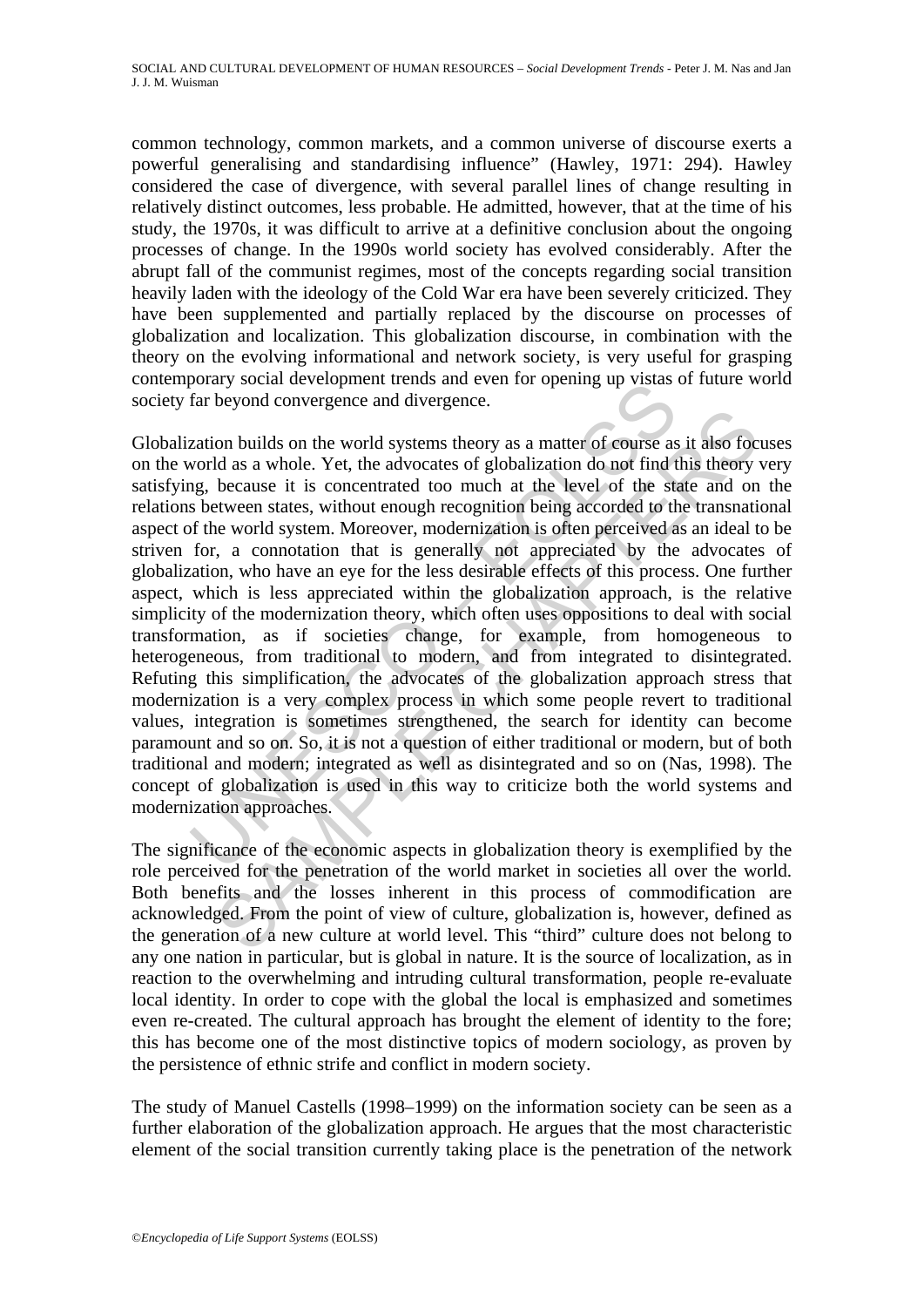common technology, common markets, and a common universe of discourse exerts a powerful generalising and standardising influence" (Hawley, 1971: 294). Hawley considered the case of divergence, with several parallel lines of change resulting in relatively distinct outcomes, less probable. He admitted, however, that at the time of his study, the 1970s, it was difficult to arrive at a definitive conclusion about the ongoing processes of change. In the 1990s world society has evolved considerably. After the abrupt fall of the communist regimes, most of the concepts regarding social transition heavily laden with the ideology of the Cold War era have been severely criticized. They have been supplemented and partially replaced by the discourse on processes of globalization and localization. This globalization discourse, in combination with the theory on the evolving informational and network society, is very useful for grasping contemporary social development trends and even for opening up vistas of future world society far beyond convergence and divergence.

Globalization builds on the world systems theory as a matter of course as it also focuses on the world as a whole. Yet, the advocates of globalization do not find this theory very satisfying, because it is concentrated too much at the level of the state and on the relations between states, without enough recognition being accorded to the transnational aspect of the world system. Moreover, modernization is often perceived as an ideal to be striven for, a connotation that is generally not appreciated by the advocates of globalization, who have an eye for the less desirable effects of this process. One further aspect, which is less appreciated within the globalization approach, is the relative simplicity of the modernization theory, which often uses oppositions to deal with social transformation, as if societies change, for example, from homogeneous to heterogeneous, from traditional to modern, and from integrated to disintegrated. Refuting this simplification, the advocates of the globalization approach stress that modernization is a very complex process in which some people revert to traditional values, integration is sometimes strengthened, the search for identity can become paramount and so on. So, it is not a question of either traditional or modern, but of both traditional and modern; integrated as well as disintegrated and so on (Nas, 1998). The concept of globalization is used in this way to criticize both the world systems and modernization approaches.

The significance of the economic aspects in globalization theory is exemplified by the role perceived for the penetration of the world market in societies all over the world. Both benefits and the losses inherent in this process of commodification are acknowledged. From the point of view of culture, globalization is, however, defined as the generation of a new culture at world level. This "third" culture does not belong to any one nation in particular, but is global in nature. It is the source of localization, as in reaction to the overwhelming and intruding cultural transformation, people re-evaluate local identity. In order to cope with the global the local is emphasized and sometimes even re-created. The cultural approach has brought the element of identity to the fore; this has become one of the most distinctive topics of modern sociology, as proven by the persistence of ethnic strife and conflict in modern society.

The study of Manuel Castells (1998–1999) on the information society can be seen as a further elaboration of the globalization approach. He argues that the most characteristic element of the social transition currently taking place is the penetration of the network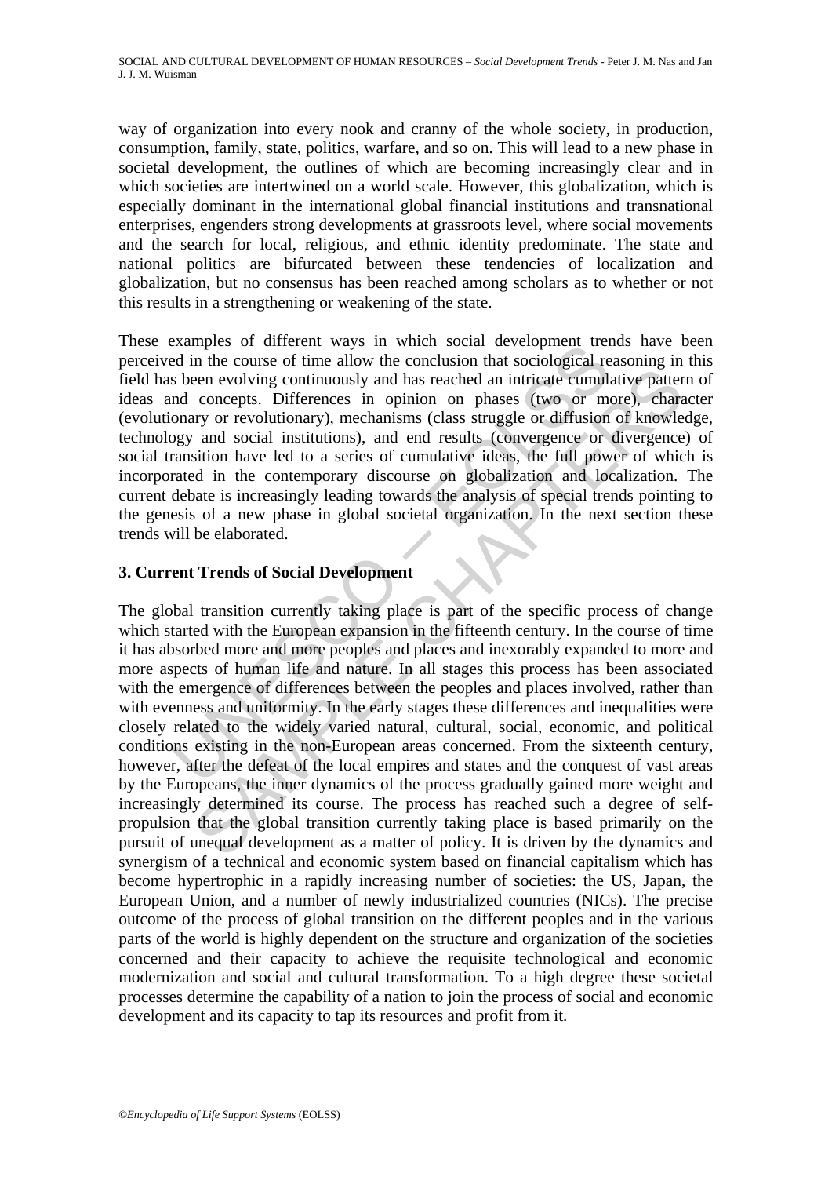way of organization into every nook and cranny of the whole society, in production, consumption, family, state, politics, warfare, and so on. This will lead to a new phase in societal development, the outlines of which are becoming increasingly clear and in which societies are intertwined on a world scale. However, this globalization, which is especially dominant in the international global financial institutions and transnational enterprises, engenders strong developments at grassroots level, where social movements and the search for local, religious, and ethnic identity predominate. The state and national politics are bifurcated between these tendencies of localization and globalization, but no consensus has been reached among scholars as to whether or not this results in a strengthening or weakening of the state.

These examples of different ways in which social development trends have been perceived in the course of time allow the conclusion that sociological reasoning in this field has been evolving continuously and has reached an intricate cumulative pattern of ideas and concepts. Differences in opinion on phases (two or more), character (evolutionary or revolutionary), mechanisms (class struggle or diffusion of knowledge, technology and social institutions), and end results (convergence or divergence) of social transition have led to a series of cumulative ideas, the full power of which is incorporated in the contemporary discourse on globalization and localization. The current debate is increasingly leading towards the analysis of special trends pointing to the genesis of a new phase in global societal organization. In the next section these trends will be elaborated.

## 3. Current Trends of Social Development

The global transition currently taking place is part of the specific process of change which started with the European expansion in the fifteenth century. In the course of time it has absorbed more and more peoples and places and inexorably expanded to more and more aspects of human life and nature. In all stages this process has been associated with the emergence of differences between the peoples and places involved, rather than with evenness and uniformity. In the early stages these differences and inequalities were closely related to the widely varied natural, cultural, social, economic, and political conditions existing in the non-European areas concerned. From the sixteenth century, however, after the defeat of the local empires and states and the conquest of vast areas by the Europeans, the inner dynamics of the process gradually gained more weight and increasingly determined its course. The process has reached such a degree of self-propulsion that the global transition currently taking place is based primarily on the pursuit of unequal development as a matter of policy. It is driven by the dynamics and synergism of a technical and economic system based on financial capitalism which has become hypertrophic in a rapidly increasing number of societies: the US, Japan, the European Union, and a number of newly industrialized countries (NICs). The precise outcome of the process of global transition on the different peoples and in the various parts of the world is highly dependent on the structure and organization of the societies concerned and their capacity to achieve the requisite technological and economic modernization and social and cultural transformation. To a high degree these societal processes determine the capability of a nation to join the process of social and economic development and its capacity to tap its resources and profit from it.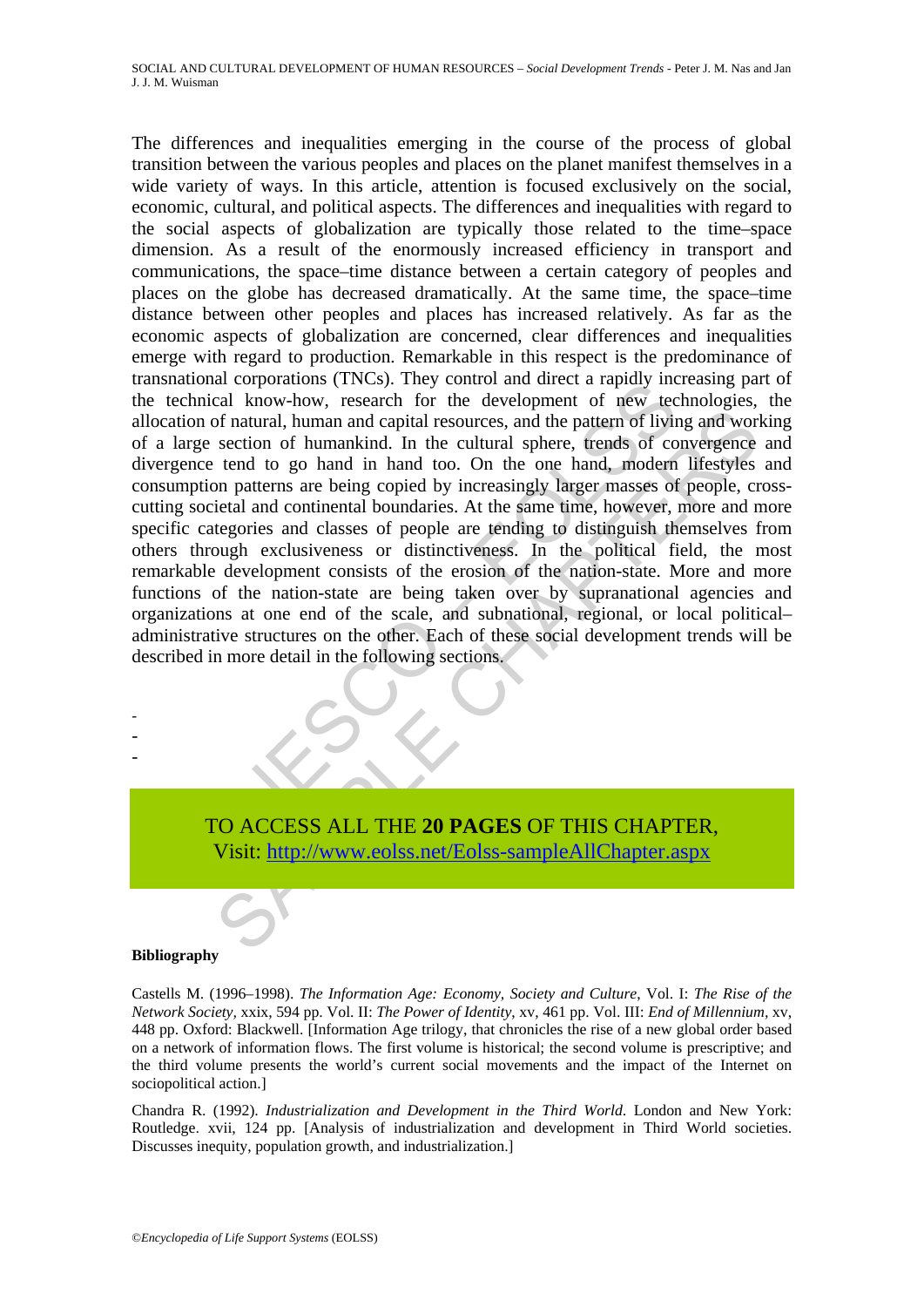The differences and inequalities emerging in the course of the process of global transition between the various peoples and places on the planet manifest themselves in a wide variety of ways. In this article, attention is focused exclusively on the social, economic, cultural, and political aspects. The differences and inequalities with regard to the social aspects of globalization are typically those related to the time–space dimension. As a result of the enormously increased efficiency in transport and communications, the space–time distance between a certain category of peoples and places on the globe has decreased dramatically. At the same time, the space–time distance between other peoples and places has increased relatively. As far as the economic aspects of globalization are concerned, clear differences and inequalities emerge with regard to production. Remarkable in this respect is the predominance of transnational corporations (TNCs). They control and direct a rapidly increasing part of the technical know-how, research for the development of new technologies, the allocation of natural, human and capital resources, and the pattern of living and working of a large section of humankind. In the cultural sphere, trends of convergence and divergence tend to go hand in hand too. On the one hand, modern lifestyles and consumption patterns are being copied by increasingly larger masses of people, cross-cutting societal and continental boundaries. At the same time, however, more and more specific categories and classes of people are tending to distinguish themselves from others through exclusiveness or distinctiveness. In the political field, the most remarkable development consists of the erosion of the nation-state. More and more functions of the nation-state are being taken over by supranational agencies and organizations at one end of the scale, and subnational, regional, or local political–administrative structures on the other. Each of these social development trends will be described in more detail in the following sections.

-
-
-

TO ACCESS ALL THE **20 PAGES** OF THIS CHAPTER,
Visit: http://www.eolss.net/Eolss-sampleAllChapter.aspx

**Bibliography**

Castells M. (1996–1998). *The Information Age: Economy, Society and Culture*, Vol. I: *The Rise of the Network Society*, xxix, 594 pp. Vol. II: *The Power of Identity*, xv, 461 pp. Vol. III: *End of Millennium*, xv, 448 pp. Oxford: Blackwell. [Information Age trilogy, that chronicles the rise of a new global order based on a network of information flows. The first volume is historical; the second volume is prescriptive; and the third volume presents the world's current social movements and the impact of the Internet on sociopolitical action.]

Chandra R. (1992). *Industrialization and Development in the Third World*. London and New York: Routledge. xvii, 124 pp. [Analysis of industrialization and development in Third World societies. Discusses inequity, population growth, and industrialization.]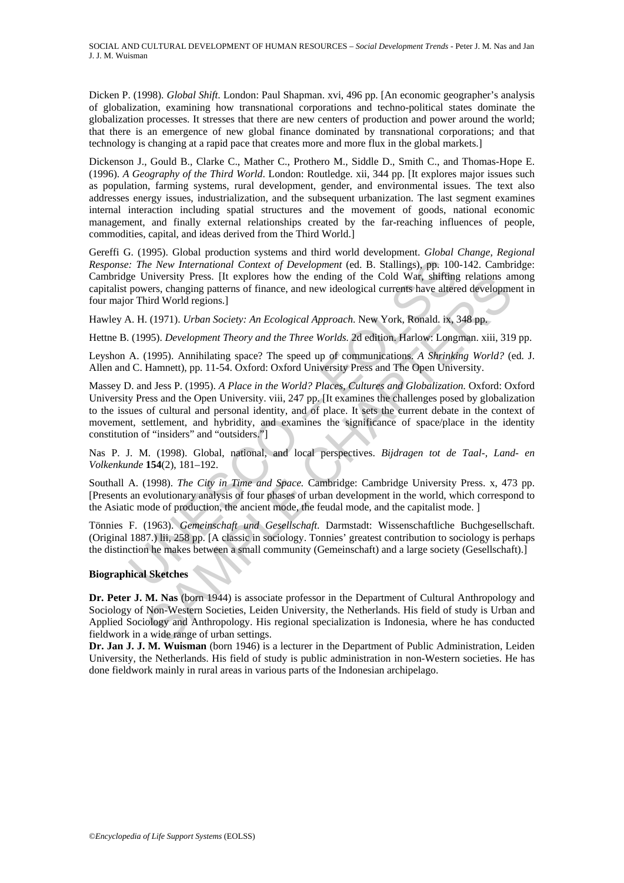Dicken P. (1998). *Global Shift*. London: Paul Shapman. xvi, 496 pp. [An economic geographer's analysis of globalization, examining how transnational corporations and techno-political states dominate the globalization processes. It stresses that there are new centers of production and power around the world; that there is an emergence of new global finance dominated by transnational corporations; and that technology is changing at a rapid pace that creates more and more flux in the global markets.]

Dickenson J., Gould B., Clarke C., Mather C., Prothero M., Siddle D., Smith C., and Thomas-Hope E. (1996). *A Geography of the Third World*. London: Routledge. xii, 344 pp. [It explores major issues such as population, farming systems, rural development, gender, and environmental issues. The text also addresses energy issues, industrialization, and the subsequent urbanization. The last segment examines internal interaction including spatial structures and the movement of goods, national economic management, and finally external relationships created by the far-reaching influences of people, commodities, capital, and ideas derived from the Third World.]

Gereffi G. (1995). Global production systems and third world development. *Global Change, Regional Response: The New International Context of Development* (ed. B. Stallings), pp. 100-142. Cambridge: Cambridge University Press. [It explores how the ending of the Cold War, shifting relations among capitalist powers, changing patterns of finance, and new ideological currents have altered development in four major Third World regions.]

Hawley A. H. (1971). *Urban Society: An Ecological Approach*. New York, Ronald. ix, 348 pp.

Hettne B. (1995). *Development Theory and the Three Worlds*. 2d edition. Harlow: Longman. xiii, 319 pp.

Leyshon A. (1995). Annihilating space? The speed up of communications. *A Shrinking World?* (ed. J. Allen and C. Hamnett), pp. 11-54. Oxford: Oxford University Press and The Open University.

Massey D. and Jess P. (1995). *A Place in the World? Places, Cultures and Globalization.* Oxford: Oxford University Press and the Open University. viii, 247 pp. [It examines the challenges posed by globalization to the issues of cultural and personal identity, and of place. It sets the current debate in the context of movement, settlement, and hybridity, and examines the significance of space/place in the identity constitution of "insiders" and "outsiders."]

Nas P. J. M. (1998). Global, national, and local perspectives. *Bijdragen tot de Taal-, Land- en Volkenkunde* **154**(2), 181–192.

Southall A. (1998). *The City in Time and Space.* Cambridge: Cambridge University Press. x, 473 pp. [Presents an evolutionary analysis of four phases of urban development in the world, which correspond to the Asiatic mode of production, the ancient mode, the feudal mode, and the capitalist mode. ]

Tönnies F. (1963). *Gemeinschaft und Gesellschaft*. Darmstadt: Wissenschaftliche Buchgesellschaft. (Original 1887.) lii, 258 pp. [A classic in sociology. Tonnies' greatest contribution to sociology is perhaps the distinction he makes between a small community (Gemeinschaft) and a large society (Gesellschaft).]

### Biographical Sketches

**Dr. Peter J. M. Nas** (born 1944) is associate professor in the Department of Cultural Anthropology and Sociology of Non-Western Societies, Leiden University, the Netherlands. His field of study is Urban and Applied Sociology and Anthropology. His regional specialization is Indonesia, where he has conducted fieldwork in a wide range of urban settings.

**Dr. Jan J. J. M. Wuisman** (born 1946) is a lecturer in the Department of Public Administration, Leiden University, the Netherlands. His field of study is public administration in non-Western societies. He has done fieldwork mainly in rural areas in various parts of the Indonesian archipelago.